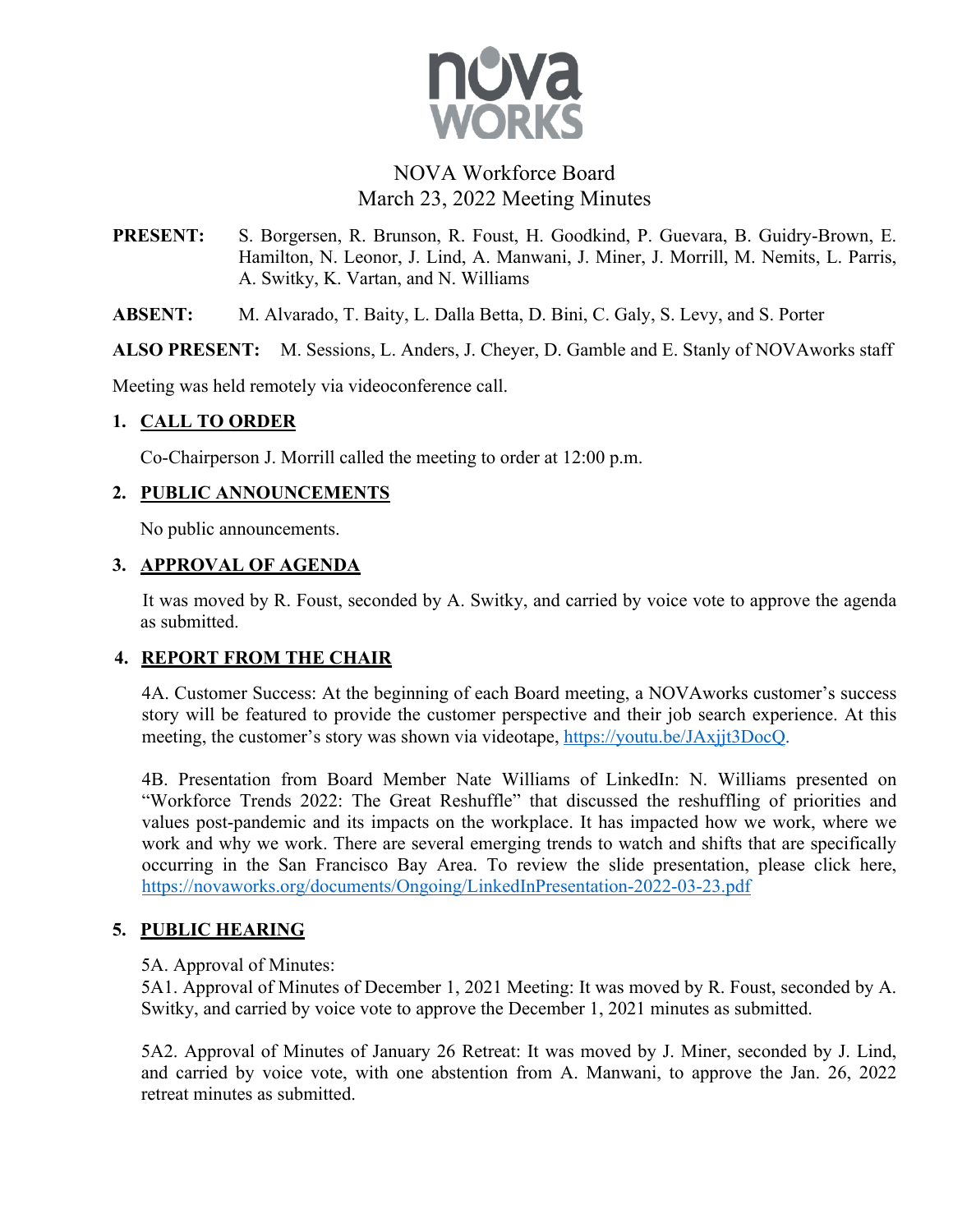# NOVA Workforce Board
## March 23, 2022 Meeting Minutes

**PRESENT:** S. Borgersen, R. Brunson, R. Foust, H. Goodkind, P. Guevara, B. Guidry-Brown, E. Hamilton, N. Leonor, J. Lind, A. Manwani, J. Miner, J. Morrill, M. Nemits, L. Parris, A. Switky, K. Vartan, and N. Williams

**ABSENT:** M. Alvarado, T. Baity, L. Dalla Betta, D. Bini, C. Galy, S. Levy, and S. Porter

**ALSO PRESENT:** M. Sessions, L. Anders, J. Cheyer, D. Gamble and E. Stanly of NOVAworks staff

Meeting was held remotely via videoconference call.

### 1. CALL TO ORDER

Co-Chairperson J. Morrill called the meeting to order at 12:00 p.m.

### 2. PUBLIC ANNOUNCEMENTS

No public announcements.

### 3. APPROVAL OF AGENDA

It was moved by R. Foust, seconded by A. Switky, and carried by voice vote to approve the agenda as submitted.

### 4. REPORT FROM THE CHAIR

4A. Customer Success: At the beginning of each Board meeting, a NOVAworks customer's success story will be featured to provide the customer perspective and their job search experience. At this meeting, the customer's story was shown via videotape, https://youtu.be/JAxjjt3DocQ.

4B. Presentation from Board Member Nate Williams of LinkedIn: N. Williams presented on "Workforce Trends 2022: The Great Reshuffle" that discussed the reshuffling of priorities and values post-pandemic and its impacts on the workplace. It has impacted how we work, where we work and why we work. There are several emerging trends to watch and shifts that are specifically occurring in the San Francisco Bay Area. To review the slide presentation, please click here, https://novaworks.org/documents/Ongoing/LinkedInPresentation-2022-03-23.pdf

### 5. PUBLIC HEARING

5A. Approval of Minutes:
5A1. Approval of Minutes of December 1, 2021 Meeting: It was moved by R. Foust, seconded by A. Switky, and carried by voice vote to approve the December 1, 2021 minutes as submitted.

5A2. Approval of Minutes of January 26 Retreat: It was moved by J. Miner, seconded by J. Lind, and carried by voice vote, with one abstention from A. Manwani, to approve the Jan. 26, 2022 retreat minutes as submitted.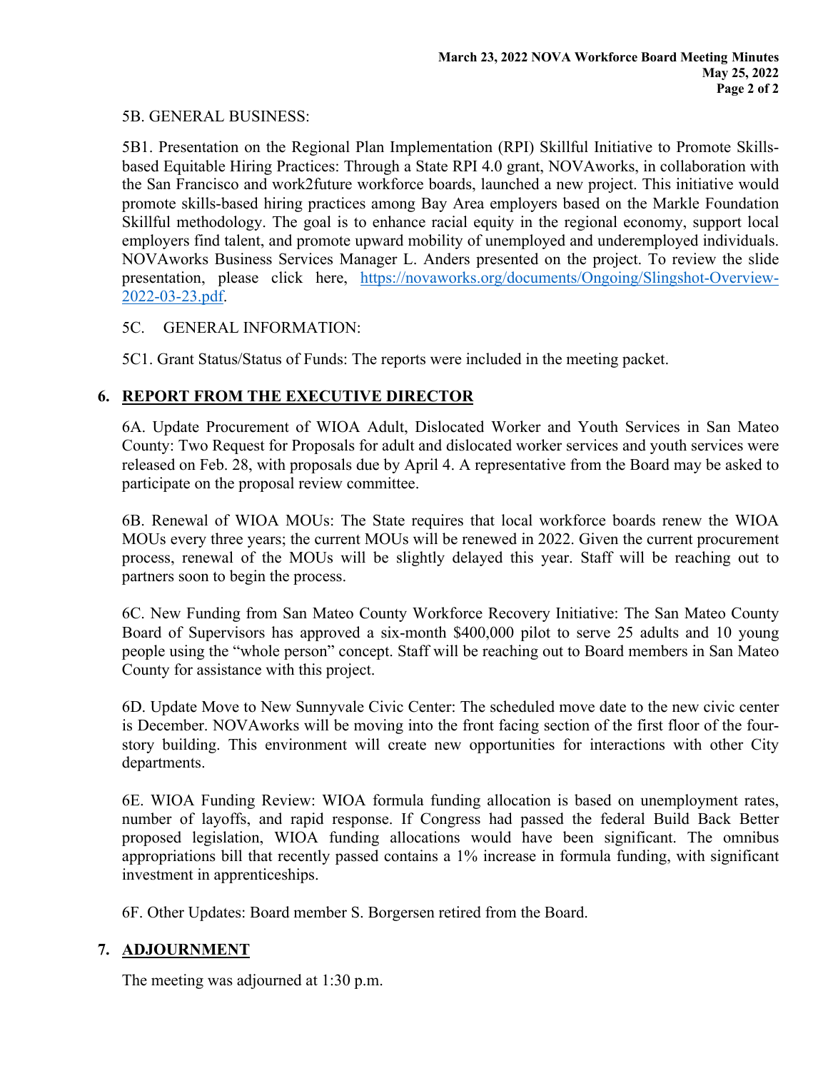5B. GENERAL BUSINESS:

5B1. Presentation on the Regional Plan Implementation (RPI) Skillful Initiative to Promote Skills-based Equitable Hiring Practices: Through a State RPI 4.0 grant, NOVAworks, in collaboration with the San Francisco and work2future workforce boards, launched a new project. This initiative would promote skills-based hiring practices among Bay Area employers based on the Markle Foundation Skillful methodology. The goal is to enhance racial equity in the regional economy, support local employers find talent, and promote upward mobility of unemployed and underemployed individuals. NOVAworks Business Services Manager L. Anders presented on the project. To review the slide presentation, please click here, [https://novaworks.org/documents/Ongoing/Slingshot-Overview-2022-03-23.pdf](https://novaworks.org/documents/Ongoing/Slingshot-Overview-2022-03-23.pdf).

5C. GENERAL INFORMATION:

5C1. Grant Status/Status of Funds: The reports were included in the meeting packet.

## 6. REPORT FROM THE EXECUTIVE DIRECTOR

6A. Update Procurement of WIOA Adult, Dislocated Worker and Youth Services in San Mateo County: Two Request for Proposals for adult and dislocated worker services and youth services were released on Feb. 28, with proposals due by April 4. A representative from the Board may be asked to participate on the proposal review committee.

6B. Renewal of WIOA MOUs: The State requires that local workforce boards renew the WIOA MOUs every three years; the current MOUs will be renewed in 2022. Given the current procurement process, renewal of the MOUs will be slightly delayed this year. Staff will be reaching out to partners soon to begin the process.

6C. New Funding from San Mateo County Workforce Recovery Initiative: The San Mateo County Board of Supervisors has approved a six-month $400,000 pilot to serve 25 adults and 10 young people using the "whole person" concept. Staff will be reaching out to Board members in San Mateo County for assistance with this project.

6D. Update Move to New Sunnyvale Civic Center: The scheduled move date to the new civic center is December. NOVAworks will be moving into the front facing section of the first floor of the four-story building. This environment will create new opportunities for interactions with other City departments.

6E. WIOA Funding Review: WIOA formula funding allocation is based on unemployment rates, number of layoffs, and rapid response. If Congress had passed the federal Build Back Better proposed legislation, WIOA funding allocations would have been significant. The omnibus appropriations bill that recently passed contains a 1% increase in formula funding, with significant investment in apprenticeships.

6F. Other Updates: Board member S. Borgersen retired from the Board.

## 7. ADJOURNMENT

The meeting was adjourned at 1:30 p.m.